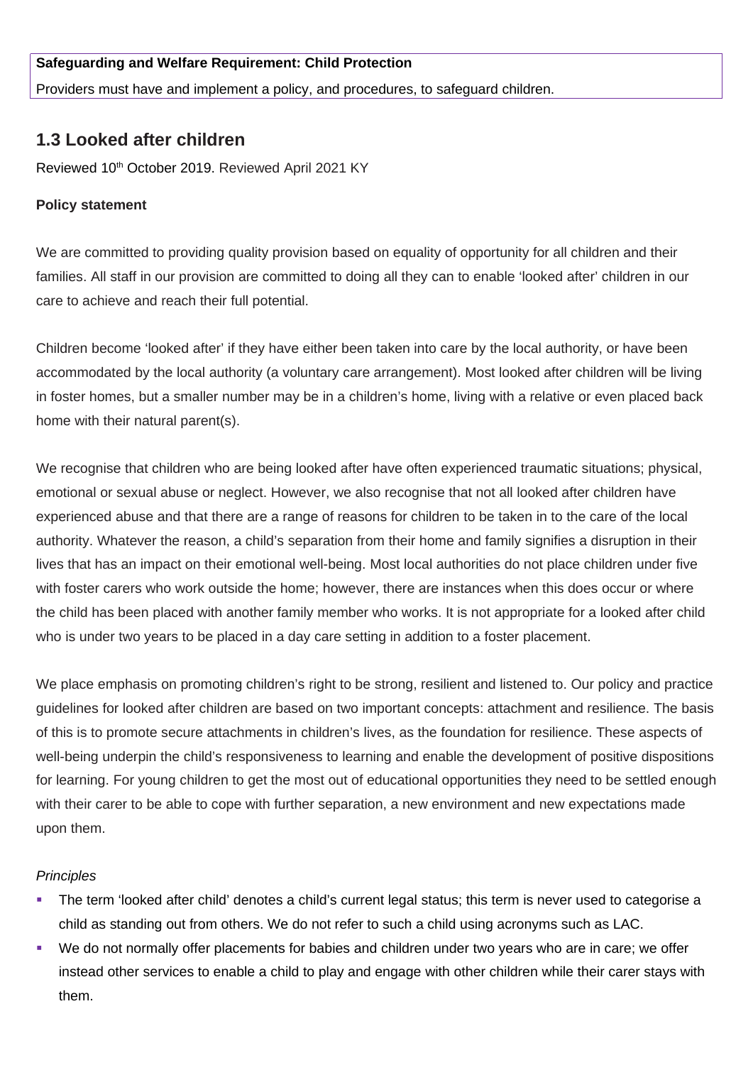**Safeguarding and Welfare Requirement: Child Protection**

Providers must have and implement a policy, and procedures, to safeguard children.

## 1.3 Looked after children

Reviewed 10th October 2019. Reviewed April 2021 KY

**Policy statement**

We are committed to providing quality provision based on equality of opportunity for all children and their families. All staff in our provision are committed to doing all they can to enable 'looked after' children in our care to achieve and reach their full potential.

Children become 'looked after' if they have either been taken into care by the local authority, or have been accommodated by the local authority (a voluntary care arrangement). Most looked after children will be living in foster homes, but a smaller number may be in a children's home, living with a relative or even placed back home with their natural parent(s).

We recognise that children who are being looked after have often experienced traumatic situations; physical, emotional or sexual abuse or neglect. However, we also recognise that not all looked after children have experienced abuse and that there are a range of reasons for children to be taken in to the care of the local authority. Whatever the reason, a child's separation from their home and family signifies a disruption in their lives that has an impact on their emotional well-being. Most local authorities do not place children under five with foster carers who work outside the home; however, there are instances when this does occur or where the child has been placed with another family member who works. It is not appropriate for a looked after child who is under two years to be placed in a day care setting in addition to a foster placement.

We place emphasis on promoting children's right to be strong, resilient and listened to. Our policy and practice guidelines for looked after children are based on two important concepts: attachment and resilience. The basis of this is to promote secure attachments in children's lives, as the foundation for resilience. These aspects of well-being underpin the child's responsiveness to learning and enable the development of positive dispositions for learning. For young children to get the most out of educational opportunities they need to be settled enough with their carer to be able to cope with further separation, a new environment and new expectations made upon them.

*Principles*

- The term 'looked after child' denotes a child's current legal status; this term is never used to categorise a child as standing out from others. We do not refer to such a child using acronyms such as LAC.
- We do not normally offer placements for babies and children under two years who are in care; we offer instead other services to enable a child to play and engage with other children while their carer stays with them.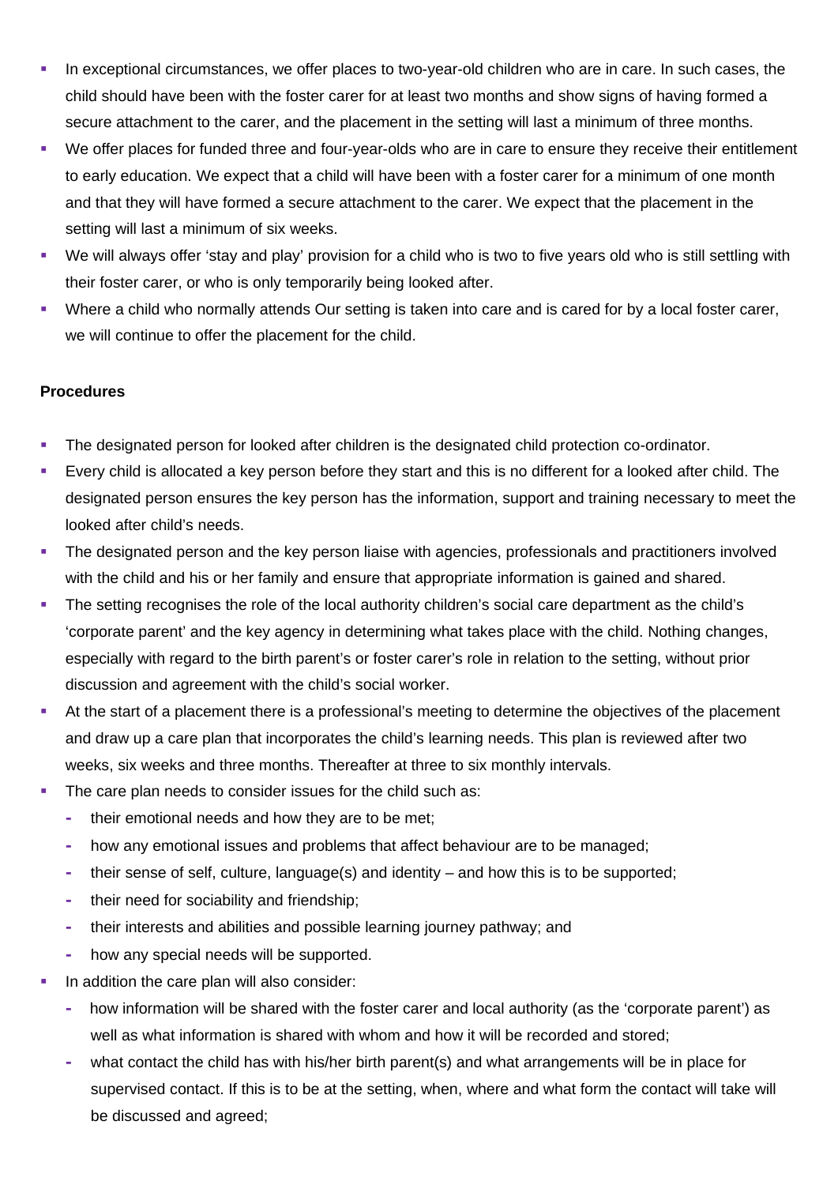- In exceptional circumstances, we offer places to two-year-old children who are in care. In such cases, the child should have been with the foster carer for at least two months and show signs of having formed a secure attachment to the carer, and the placement in the setting will last a minimum of three months.
- We offer places for funded three and four-year-olds who are in care to ensure they receive their entitlement to early education. We expect that a child will have been with a foster carer for a minimum of one month and that they will have formed a secure attachment to the carer. We expect that the placement in the setting will last a minimum of six weeks.
- We will always offer 'stay and play' provision for a child who is two to five years old who is still settling with their foster carer, or who is only temporarily being looked after.
- Where a child who normally attends Our setting is taken into care and is cared for by a local foster carer, we will continue to offer the placement for the child.

**Procedures**

- The designated person for looked after children is the designated child protection co-ordinator.
- Every child is allocated a key person before they start and this is no different for a looked after child. The designated person ensures the key person has the information, support and training necessary to meet the looked after child's needs.
- The designated person and the key person liaise with agencies, professionals and practitioners involved with the child and his or her family and ensure that appropriate information is gained and shared.
- The setting recognises the role of the local authority children's social care department as the child's 'corporate parent' and the key agency in determining what takes place with the child. Nothing changes, especially with regard to the birth parent's or foster carer's role in relation to the setting, without prior discussion and agreement with the child's social worker.
- At the start of a placement there is a professional's meeting to determine the objectives of the placement and draw up a care plan that incorporates the child's learning needs. This plan is reviewed after two weeks, six weeks and three months. Thereafter at three to six monthly intervals.
- The care plan needs to consider issues for the child such as:
  - their emotional needs and how they are to be met;
  - how any emotional issues and problems that affect behaviour are to be managed;
  - their sense of self, culture, language(s) and identity – and how this is to be supported;
  - their need for sociability and friendship;
  - their interests and abilities and possible learning journey pathway; and
  - how any special needs will be supported.
- In addition the care plan will also consider:
  - how information will be shared with the foster carer and local authority (as the 'corporate parent') as well as what information is shared with whom and how it will be recorded and stored;
  - what contact the child has with his/her birth parent(s) and what arrangements will be in place for supervised contact. If this is to be at the setting, when, where and what form the contact will take will be discussed and agreed;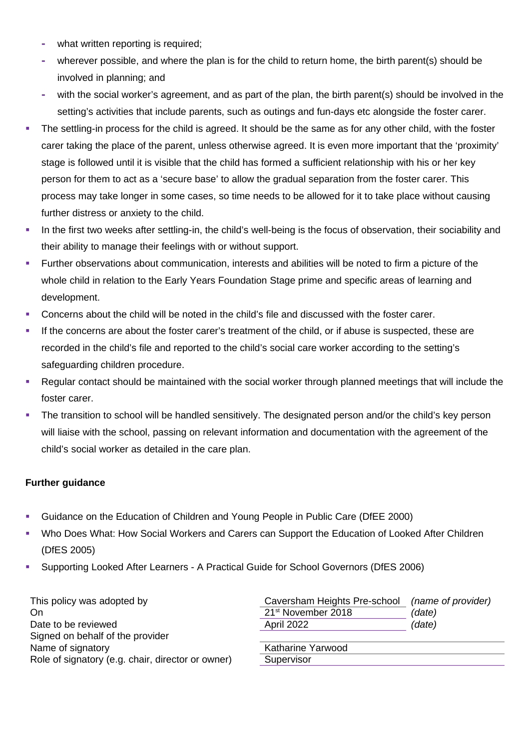- what written reporting is required;
  - wherever possible, and where the plan is for the child to return home, the birth parent(s) should be involved in planning; and
  - with the social worker's agreement, and as part of the plan, the birth parent(s) should be involved in the setting's activities that include parents, such as outings and fun-days etc alongside the foster carer.
- The settling-in process for the child is agreed. It should be the same as for any other child, with the foster carer taking the place of the parent, unless otherwise agreed. It is even more important that the 'proximity' stage is followed until it is visible that the child has formed a sufficient relationship with his or her key person for them to act as a 'secure base' to allow the gradual separation from the foster carer. This process may take longer in some cases, so time needs to be allowed for it to take place without causing further distress or anxiety to the child.
- In the first two weeks after settling-in, the child's well-being is the focus of observation, their sociability and their ability to manage their feelings with or without support.
- Further observations about communication, interests and abilities will be noted to firm a picture of the whole child in relation to the Early Years Foundation Stage prime and specific areas of learning and development.
- Concerns about the child will be noted in the child's file and discussed with the foster carer.
- If the concerns are about the foster carer's treatment of the child, or if abuse is suspected, these are recorded in the child's file and reported to the child's social care worker according to the setting's safeguarding children procedure.
- Regular contact should be maintained with the social worker through planned meetings that will include the foster carer.
- The transition to school will be handled sensitively. The designated person and/or the child's key person will liaise with the school, passing on relevant information and documentation with the agreement of the child's social worker as detailed in the care plan.

**Further guidance**

- Guidance on the Education of Children and Young People in Public Care (DfEE 2000)
- Who Does What: How Social Workers and Carers can Support the Education of Looked After Children (DfES 2005)
- Supporting Looked After Learners - A Practical Guide for School Governors (DfES 2006)

| | | |
|---|---|---|
| This policy was adopted by | Caversham Heights Pre-school | *(name of provider)* |
| On | 21st November 2018 | *(date)* |
| Date to be reviewed | April 2022 | *(date)* |
| Signed on behalf of the provider | | |
| Name of signatory | Katharine Yarwood | |
| Role of signatory (e.g. chair, director or owner) | Supervisor | |